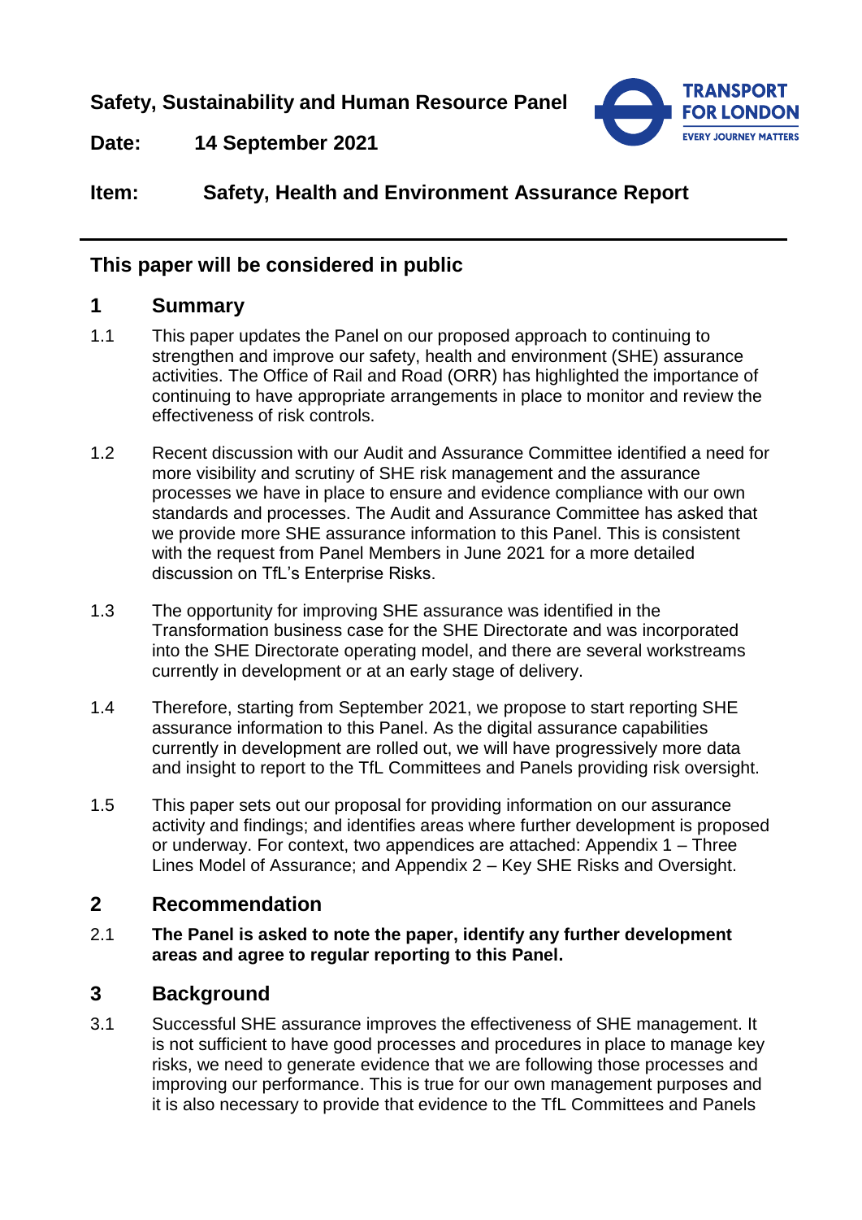**Safety, Sustainability and Human Resource Panel**

**Date: 14 September 2021**

**Item: Safety, Health and Environment Assurance Report**

---

## This paper will be considered in public

## 1 Summary

1.1 This paper updates the Panel on our proposed approach to continuing to strengthen and improve our safety, health and environment (SHE) assurance activities. The Office of Rail and Road (ORR) has highlighted the importance of continuing to have appropriate arrangements in place to monitor and review the effectiveness of risk controls.

1.2 Recent discussion with our Audit and Assurance Committee identified a need for more visibility and scrutiny of SHE risk management and the assurance processes we have in place to ensure and evidence compliance with our own standards and processes. The Audit and Assurance Committee has asked that we provide more SHE assurance information to this Panel. This is consistent with the request from Panel Members in June 2021 for a more detailed discussion on TfL's Enterprise Risks.

1.3 The opportunity for improving SHE assurance was identified in the Transformation business case for the SHE Directorate and was incorporated into the SHE Directorate operating model, and there are several workstreams currently in development or at an early stage of delivery.

1.4 Therefore, starting from September 2021, we propose to start reporting SHE assurance information to this Panel. As the digital assurance capabilities currently in development are rolled out, we will have progressively more data and insight to report to the TfL Committees and Panels providing risk oversight.

1.5 This paper sets out our proposal for providing information on our assurance activity and findings; and identifies areas where further development is proposed or underway. For context, two appendices are attached: Appendix 1 – Three Lines Model of Assurance; and Appendix 2 – Key SHE Risks and Oversight.

## 2 Recommendation

2.1 **The Panel is asked to note the paper, identify any further development areas and agree to regular reporting to this Panel.**

## 3 Background

3.1 Successful SHE assurance improves the effectiveness of SHE management. It is not sufficient to have good processes and procedures in place to manage key risks, we need to generate evidence that we are following those processes and improving our performance. This is true for our own management purposes and it is also necessary to provide that evidence to the TfL Committees and Panels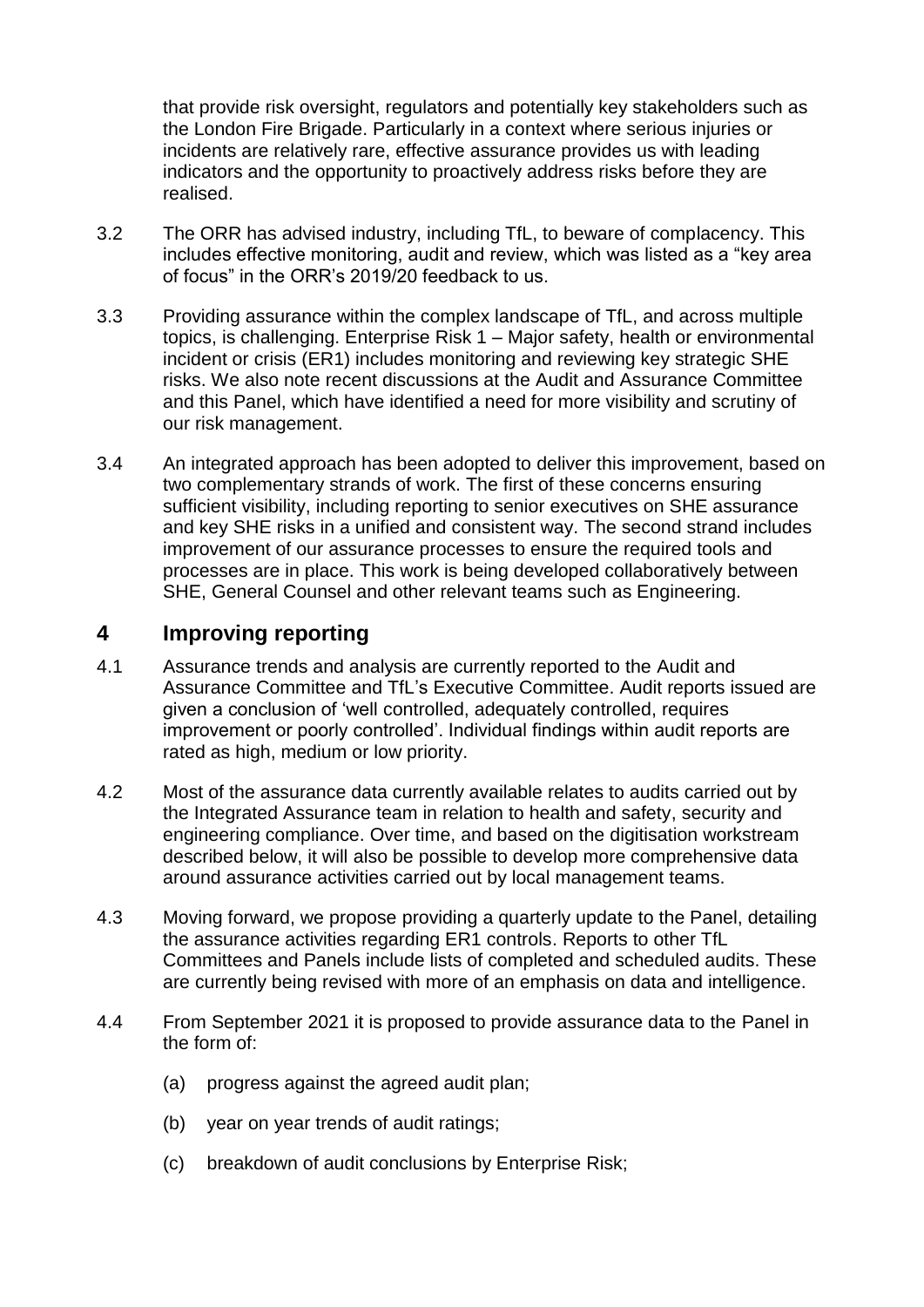that provide risk oversight, regulators and potentially key stakeholders such as the London Fire Brigade. Particularly in a context where serious injuries or incidents are relatively rare, effective assurance provides us with leading indicators and the opportunity to proactively address risks before they are realised.

3.2 The ORR has advised industry, including TfL, to beware of complacency. This includes effective monitoring, audit and review, which was listed as a "key area of focus" in the ORR's 2019/20 feedback to us.

3.3 Providing assurance within the complex landscape of TfL, and across multiple topics, is challenging. Enterprise Risk 1 – Major safety, health or environmental incident or crisis (ER1) includes monitoring and reviewing key strategic SHE risks. We also note recent discussions at the Audit and Assurance Committee and this Panel, which have identified a need for more visibility and scrutiny of our risk management.

3.4 An integrated approach has been adopted to deliver this improvement, based on two complementary strands of work. The first of these concerns ensuring sufficient visibility, including reporting to senior executives on SHE assurance and key SHE risks in a unified and consistent way. The second strand includes improvement of our assurance processes to ensure the required tools and processes are in place. This work is being developed collaboratively between SHE, General Counsel and other relevant teams such as Engineering.

## 4 Improving reporting

4.1 Assurance trends and analysis are currently reported to the Audit and Assurance Committee and TfL's Executive Committee. Audit reports issued are given a conclusion of 'well controlled, adequately controlled, requires improvement or poorly controlled'. Individual findings within audit reports are rated as high, medium or low priority.

4.2 Most of the assurance data currently available relates to audits carried out by the Integrated Assurance team in relation to health and safety, security and engineering compliance. Over time, and based on the digitisation workstream described below, it will also be possible to develop more comprehensive data around assurance activities carried out by local management teams.

4.3 Moving forward, we propose providing a quarterly update to the Panel, detailing the assurance activities regarding ER1 controls. Reports to other TfL Committees and Panels include lists of completed and scheduled audits. These are currently being revised with more of an emphasis on data and intelligence.

4.4 From September 2021 it is proposed to provide assurance data to the Panel in the form of:

(a) progress against the agreed audit plan;

(b) year on year trends of audit ratings;

(c) breakdown of audit conclusions by Enterprise Risk;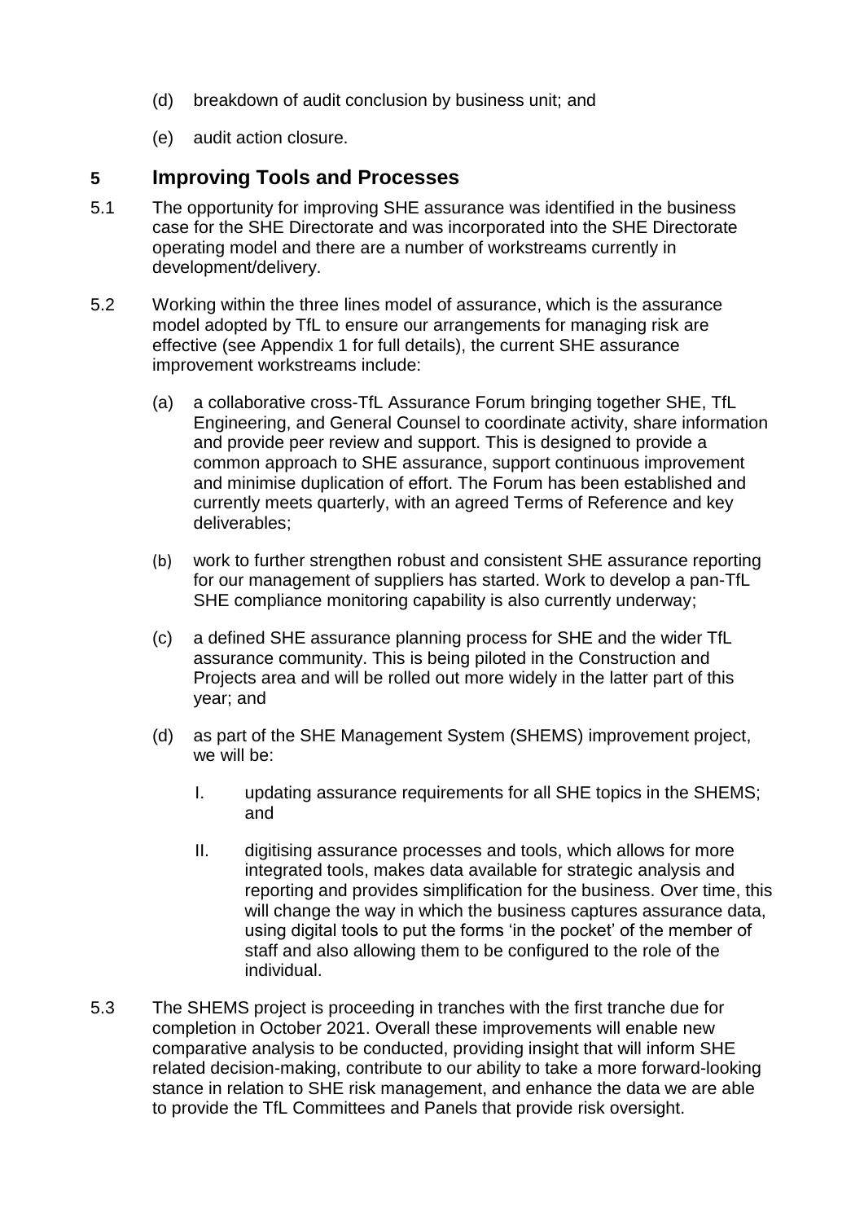(d) breakdown of audit conclusion by business unit; and

(e) audit action closure.

## 5 Improving Tools and Processes

5.1 The opportunity for improving SHE assurance was identified in the business case for the SHE Directorate and was incorporated into the SHE Directorate operating model and there are a number of workstreams currently in development/delivery.

5.2 Working within the three lines model of assurance, which is the assurance model adopted by TfL to ensure our arrangements for managing risk are effective (see Appendix 1 for full details), the current SHE assurance improvement workstreams include:

(a) a collaborative cross-TfL Assurance Forum bringing together SHE, TfL Engineering, and General Counsel to coordinate activity, share information and provide peer review and support. This is designed to provide a common approach to SHE assurance, support continuous improvement and minimise duplication of effort. The Forum has been established and currently meets quarterly, with an agreed Terms of Reference and key deliverables;

(b) work to further strengthen robust and consistent SHE assurance reporting for our management of suppliers has started. Work to develop a pan-TfL SHE compliance monitoring capability is also currently underway;

(c) a defined SHE assurance planning process for SHE and the wider TfL assurance community. This is being piloted in the Construction and Projects area and will be rolled out more widely in the latter part of this year; and

(d) as part of the SHE Management System (SHEMS) improvement project, we will be:

I. updating assurance requirements for all SHE topics in the SHEMS; and

II. digitising assurance processes and tools, which allows for more integrated tools, makes data available for strategic analysis and reporting and provides simplification for the business. Over time, this will change the way in which the business captures assurance data, using digital tools to put the forms 'in the pocket' of the member of staff and also allowing them to be configured to the role of the individual.

5.3 The SHEMS project is proceeding in tranches with the first tranche due for completion in October 2021. Overall these improvements will enable new comparative analysis to be conducted, providing insight that will inform SHE related decision-making, contribute to our ability to take a more forward-looking stance in relation to SHE risk management, and enhance the data we are able to provide the TfL Committees and Panels that provide risk oversight.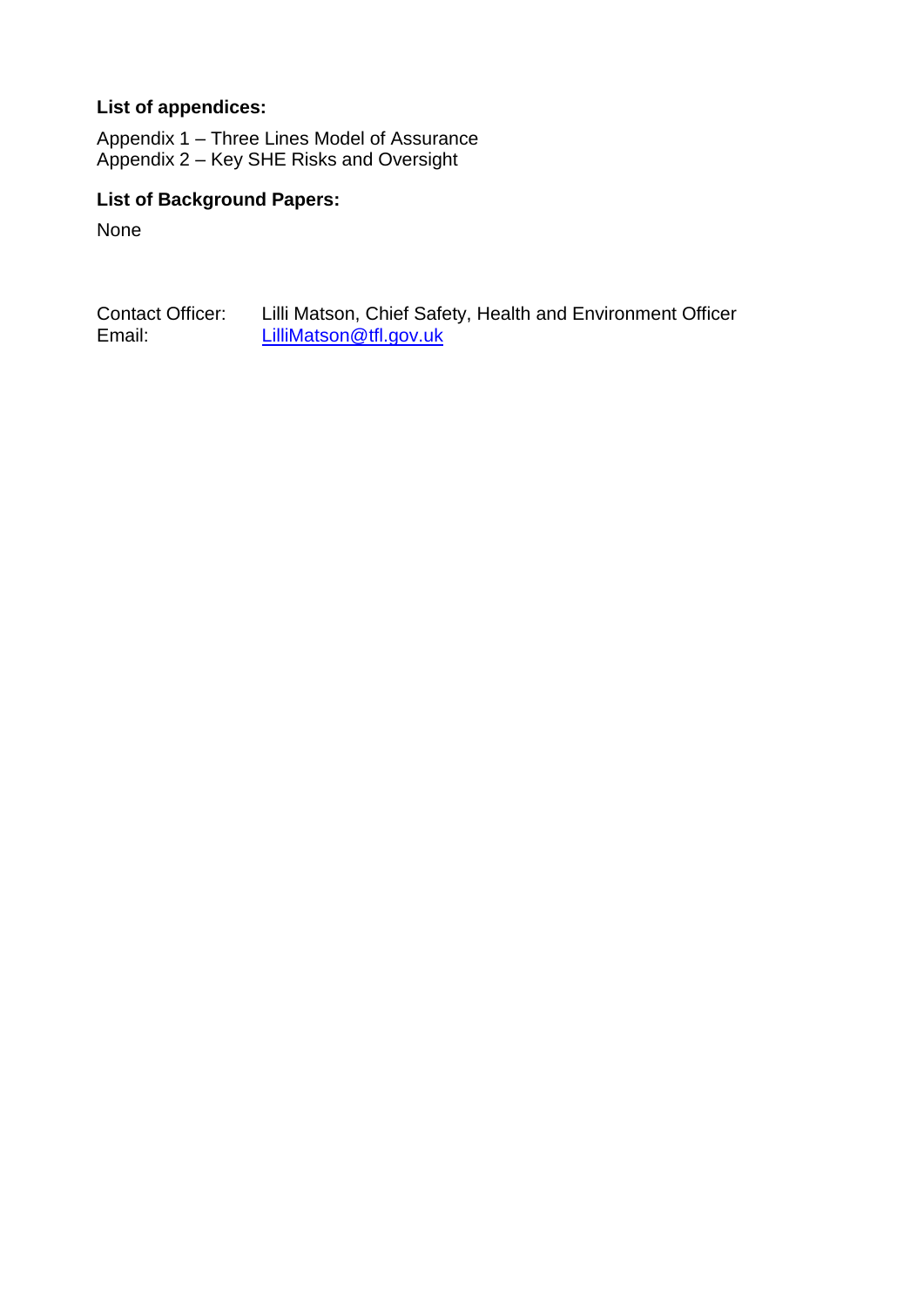**List of appendices:**

Appendix 1 – Three Lines Model of Assurance
Appendix 2 – Key SHE Risks and Oversight

**List of Background Papers:**

None

Contact Officer: Lilli Matson, Chief Safety, Health and Environment Officer
Email: LilliMatson@tfl.gov.uk